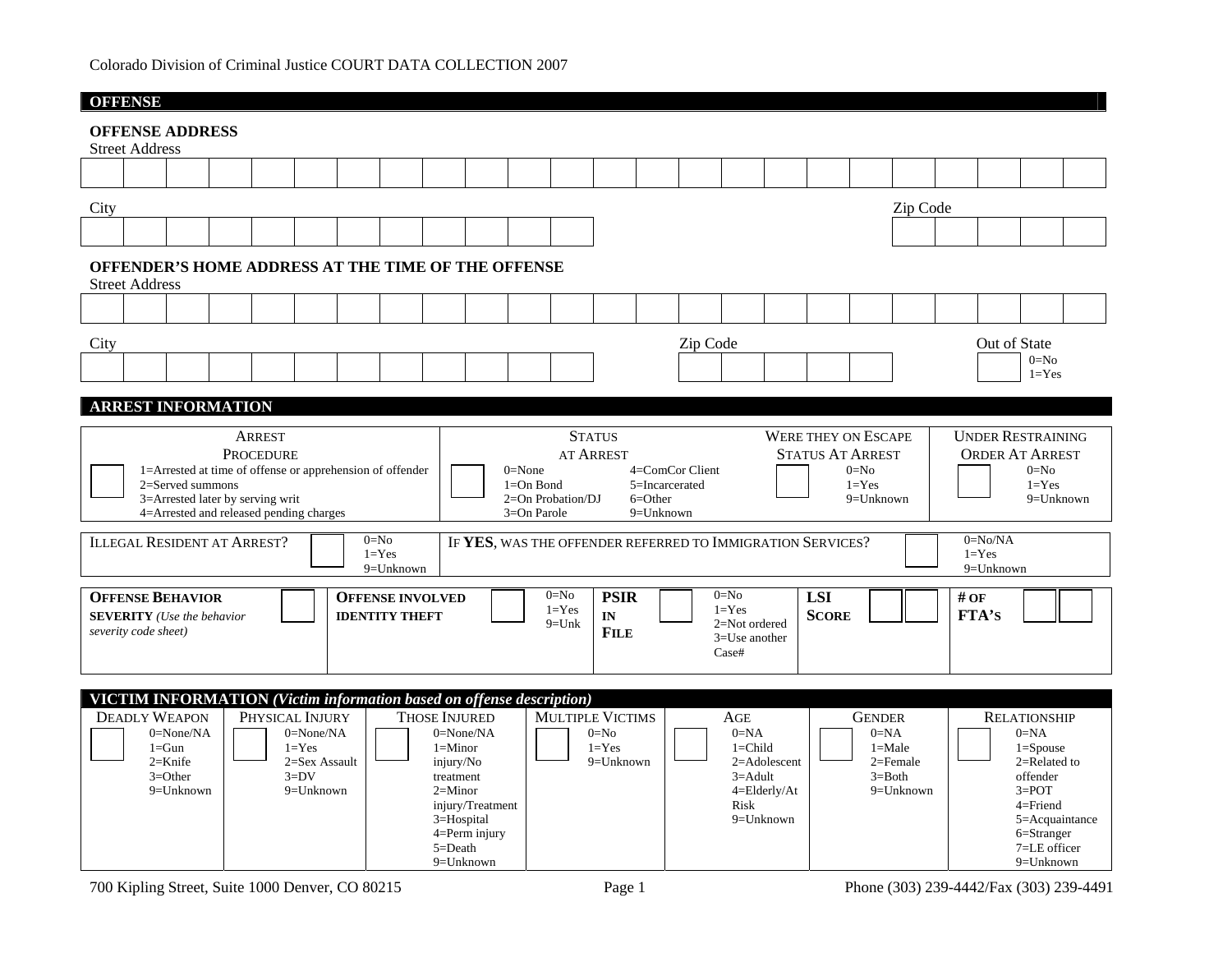Colorado Division of Criminal Justice COURT DATA COLLECTION 2007

## OFFENSE

### OFFENSE ADDRESS

Street Address

City

Zip Code

### OFFENDER'S HOME ADDRESS AT THE TIME OF THE OFFENSE

Street Address

City

Zip Code

Out of State
0=No
1=Yes

## ARREST INFORMATION

| ARREST PROCEDURE | STATUS AT ARREST | WERE THEY ON ESCAPE STATUS AT ARREST | UNDER RESTRAINING ORDER AT ARREST |
|---|---|---|---|
| 1=Arrested at time of offense or apprehension of offender<br>2=Served summons<br>3=Arrested later by serving writ<br>4=Arrested and released pending charges | 0=None<br>1=On Bond<br>2=On Probation/DJ<br>3=On Parole<br>4=ComCor Client<br>5=Incarcerated<br>6=Other<br>9=Unknown | 0=No<br>1=Yes<br>9=Unknown | 0=No<br>1=Yes<br>9=Unknown |

| ILLEGAL RESIDENT AT ARREST? | IF **YES**, WAS THE OFFENDER REFERRED TO IMMIGRATION SERVICES? |
|---|---|
| 0=No<br>1=Yes<br>9=Unknown | 0=No/NA<br>1=Yes<br>9=Unknown |

| **OFFENSE BEHAVIOR SEVERITY** *(Use the behavior severity code sheet)* | **OFFENSE INVOLVED IDENTITY THEFT** | **PSIR IN FILE** | **LSI SCORE** | **# OF FTA'S** |
|---|---|---|---|---|
| | 0=No<br>1=Yes<br>9=Unk | 0=No<br>1=Yes<br>2=Not ordered<br>3=Use another Case# | | |

## VICTIM INFORMATION *(Victim information based on offense description)*

| DEADLY WEAPON | PHYSICAL INJURY | THOSE INJURED | MULTIPLE VICTIMS | AGE | GENDER | RELATIONSHIP |
|---|---|---|---|---|---|---|
| 0=None/NA<br>1=Gun<br>2=Knife<br>3=Other<br>9=Unknown | 0=None/NA<br>1=Yes<br>2=Sex Assault<br>3=DV<br>9=Unknown | 0=None/NA<br>1=Minor injury/No treatment<br>2=Minor injury/Treatment<br>3=Hospital<br>4=Perm injury<br>5=Death<br>9=Unknown | 0=No<br>1=Yes<br>9=Unknown | 0=NA<br>1=Child<br>2=Adolescent<br>3=Adult<br>4=Elderly/At Risk<br>9=Unknown | 0=NA<br>1=Male<br>2=Female<br>3=Both<br>9=Unknown | 0=NA<br>1=Spouse<br>2=Related to offender<br>3=POT<br>4=Friend<br>5=Acquaintance<br>6=Stranger<br>7=LE officer<br>9=Unknown |

700 Kipling Street, Suite 1000 Denver, CO 80215

Phone (303) 239-4442/Fax (303) 239-4491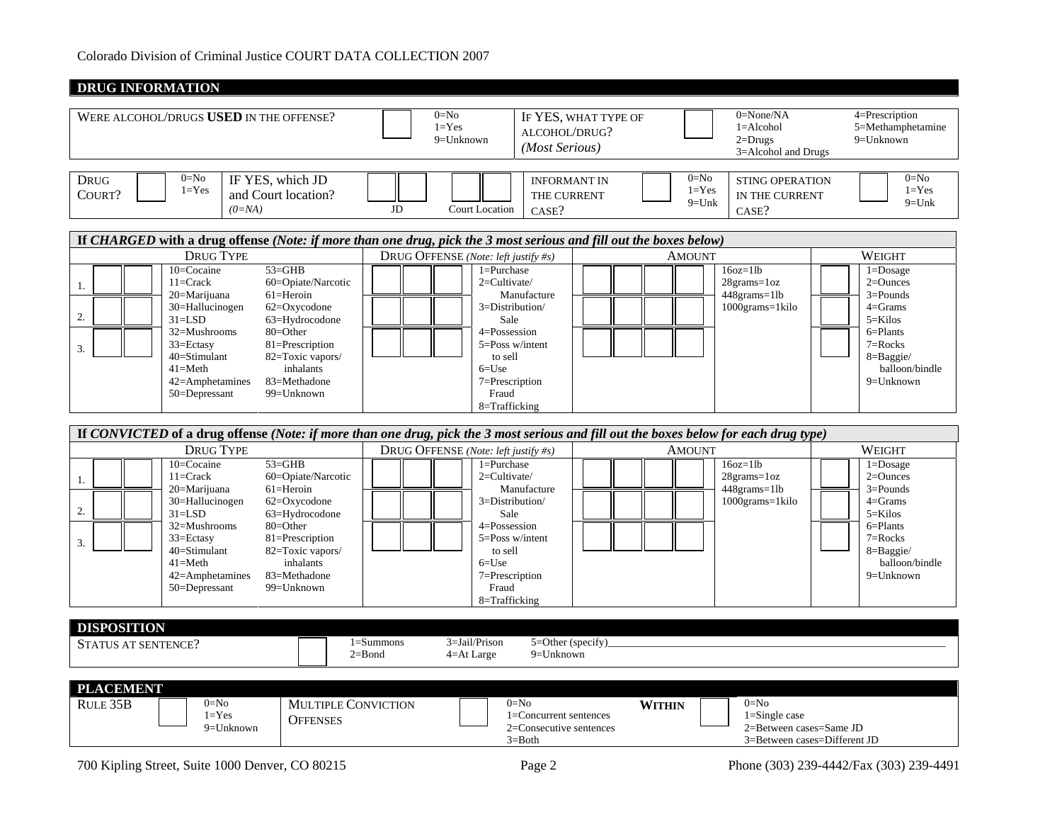Colorado Division of Criminal Justice COURT DATA COLLECTION 2007

## DRUG INFORMATION

| | | | | | |
|---|---|---|---|---|---|
| WERE ALCOHOL/DRUGS **USED** IN THE OFFENSE? | ☐ | 0=No<br>1=Yes<br>9=Unknown | IF YES, WHAT TYPE OF ALCOHOL/DRUG? *(Most Serious)* | ☐ | 0=None/NA<br>1=Alcohol<br>2=Drugs<br>3=Alcohol and Drugs<br>4=Prescription<br>5=Methamphetamine<br>9=Unknown |

| | | | | | | | | | |
|---|---|---|---|---|---|---|---|---|---|
| DRUG COURT? | ☐ | 0=No<br>1=Yes | IF YES, which JD and Court location? *(0=NA)* | ☐☐ JD ☐☐ Court Location | INFORMANT IN THE CURRENT CASE? | ☐ | 0=No<br>1=Yes<br>9=Unk | STING OPERATION IN THE CURRENT CASE? | ☐ 0=No<br>1=Yes<br>9=Unk |

### If *CHARGED* with a drug offense *(Note: if more than one drug, pick the 3 most serious and fill out the boxes below)*

| DRUG TYPE | | DRUG OFFENSE (Note: left justify #s) | | AMOUNT | | WEIGHT | |
|---|---|---|---|---|---|---|---|
| 1. ☐☐<br>2. ☐☐<br>3. ☐☐ | 10=Cocaine<br>11=Crack<br>20=Marijuana<br>30=Hallucinogen<br>31=LSD<br>32=Mushrooms<br>33=Ectasy<br>40=Stimulant<br>41=Meth<br>42=Amphetamines<br>50=Depressant<br>53=GHB<br>60=Opiate/Narcotic<br>61=Heroin<br>62=Oxycodone<br>63=Hydrocodone<br>80=Other<br>81=Prescription<br>82=Toxic vapors/ inhalants<br>83=Methadone<br>99=Unknown | ☐☐☐<br>☐☐☐<br>☐☐☐ | 1=Purchase<br>2=Cultivate/ Manufacture<br>3=Distribution/ Sale<br>4=Possession<br>5=Poss w/intent to sell<br>6=Use<br>7=Prescription Fraud<br>8=Trafficking | ☐☐☐☐<br>☐☐☐☐<br>☐☐☐☐ | 16oz=1lb<br>28grams=1oz<br>448grams=1lb<br>1000grams=1kilo | ☐<br>☐<br>☐ | 1=Dosage<br>2=Ounces<br>3=Pounds<br>4=Grams<br>5=Kilos<br>6=Plants<br>7=Rocks<br>8=Baggie/ balloon/bindle<br>9=Unknown |

### If *CONVICTED* of a drug offense *(Note: if more than one drug, pick the 3 most serious and fill out the boxes below for each drug type)*

| DRUG TYPE | | DRUG OFFENSE (Note: left justify #s) | | AMOUNT | | WEIGHT | |
|---|---|---|---|---|---|---|---|
| 1. ☐☐<br>2. ☐☐<br>3. ☐☐ | 10=Cocaine<br>11=Crack<br>20=Marijuana<br>30=Hallucinogen<br>31=LSD<br>32=Mushrooms<br>33=Ectasy<br>40=Stimulant<br>41=Meth<br>42=Amphetamines<br>50=Depressant<br>53=GHB<br>60=Opiate/Narcotic<br>61=Heroin<br>62=Oxycodone<br>63=Hydrocodone<br>80=Other<br>81=Prescription<br>82=Toxic vapors/ inhalants<br>83=Methadone<br>99=Unknown | ☐☐☐<br>☐☐☐<br>☐☐☐ | 1=Purchase<br>2=Cultivate/ Manufacture<br>3=Distribution/ Sale<br>4=Possession<br>5=Poss w/intent to sell<br>6=Use<br>7=Prescription Fraud<br>8=Trafficking | ☐☐☐☐<br>☐☐☐☐<br>☐☐☐☐ | 16oz=1lb<br>28grams=1oz<br>448grams=1lb<br>1000grams=1kilo | ☐<br>☐<br>☐ | 1=Dosage<br>2=Ounces<br>3=Pounds<br>4=Grams<br>5=Kilos<br>6=Plants<br>7=Rocks<br>8=Baggie/ balloon/bindle<br>9=Unknown |

## DISPOSITION

| | | |
|---|---|---|
| STATUS AT SENTENCE? | ☐ | 1=Summons<br>2=Bond<br>3=Jail/Prison<br>4=At Large<br>5=Other (specify)________<br>9=Unknown |

## PLACEMENT

| | | | | | | | | |
|---|---|---|---|---|---|---|---|---|
| RULE 35B | ☐ | 0=No<br>1=Yes<br>9=Unknown | MULTIPLE CONVICTION OFFENSES | ☐ | 0=No<br>1=Concurrent sentences<br>2=Consecutive sentences<br>3=Both | **WITHIN** | ☐ | 0=No<br>1=Single case<br>2=Between cases=Same JD<br>3=Between cases=Different JD |

700 Kipling Street, Suite 1000 Denver, CO 80215

Phone (303) 239-4442/Fax (303) 239-4491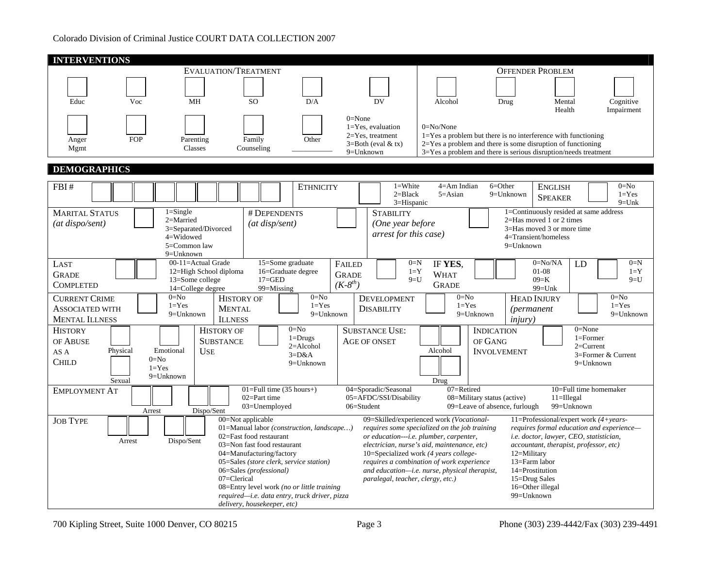Colorado Division of Criminal Justice COURT DATA COLLECTION 2007

## INTERVENTIONS

### EVALUATION/TREATMENT

| Educ | Voc | MH | SO | D/A | DV |
|---|---|---|---|---|---|
| Anger Mgmt | FOP | Parenting Classes | Family Counseling | Other ___________ | |

0=None
1=Yes, evaluation
2=Yes, treatment
3=Both (eval & tx)
9=Unknown

### OFFENDER PROBLEM

| Alcohol | Drug | Mental Health | Cognitive Impairment |
|---|---|---|---|

0=No/None
1=Yes a problem but there is no interference with functioning
2=Yes a problem and there is some disruption of functioning
3=Yes a problem and there is serious disruption/needs treatment

## DEMOGRAPHICS

**FBI #** ☐☐☐☐☐☐☐☐☐

**ETHNICITY** ☐ 1=White 2=Black 3=Hispanic 4=Am Indian 5=Asian 6=Other 9=Unknown

**ENGLISH SPEAKER** ☐ 0=No 1=Yes 9=Unk

**MARITAL STATUS** *(at dispo/sent)* ☐ 1=Single 2=Married 3=Separated/Divorced 4=Widowed 5=Common law 9=Unknown

**# DEPENDENTS** *(at disp/sent)* ☐

**STABILITY** *(One year before arrest for this case)* ☐ 1=Continuously resided at same address 2=Has moved 1 or 2 times 3=Has moved 3 or more time 4=Transient/homeless 9=Unknown

**LAST GRADE COMPLETED** ☐☐ 00-11=Actual Grade 12=High School diploma 13=Some college 14=College degree 15=Some graduate 16=Graduate degree 17=GED 99=Missing

**FAILED GRADE** *(K-8th)* ☐ 0=N 1=Y 9=U

**IF YES, WHAT GRADE** ☐☐ 0=No/NA 01-08 09=K 99=Unk

**LD** ☐ 0=N 1=Y 9=U

**CURRENT CRIME ASSOCIATED WITH MENTAL ILLNESS** ☐ 0=No 1=Yes 9=Unknown

**HISTORY OF MENTAL ILLNESS** ☐ 0=No 1=Yes 9=Unknown

**DEVELOPMENT DISABILITY** ☐ 0=No 1=Yes 9=Unknown

**HEAD INJURY** *(permanent injury)* ☐ 0=No 1=Yes 9=Unknown

**HISTORY OF ABUSE AS A CHILD** ☐ Physical ☐ Emotional ☐ Sexual — 0=No 1=Yes 9=Unknown

**HISTORY OF SUBSTANCE USE** ☐ 0=No 1=Drugs 2=Alcohol 3=D&A 9=Unknown

**SUBSTANCE USE: AGE OF ONSET** ☐☐ Alcohol ☐☐ Drug

**INDICATION OF GANG INVOLVEMENT** ☐ 0=None 1=Former 2=Current 3=Former & Current 9=Unknown

**EMPLOYMENT AT** ☐☐ Arrest ☐☐ Dispo/Sent

01=Full time (35 hours+)
02=Part time
03=Unemployed
04=Sporadic/Seasonal
05=AFDC/SSI/Disability
06=Student
07=Retired
08=Military status (active)
09=Leave of absence, furlough
10=Full time homemaker
11=Illegal
99=Unknown

**JOB TYPE** ☐☐ Arrest ☐☐ Dispo/Sent

00=Not applicable
01=Manual labor *(construction, landscape…)*
02=Fast food restaurant
03=Non fast food restaurant
04=Manufacturing/factory
05=Sales *(store clerk, service station)*
06=Sales *(professional)*
07=Clerical
08=Entry level work *(no or little training required—i.e. data entry, truck driver, pizza delivery, housekeeper, etc)*
09=Skilled/experienced work *(Vocational-requires some specialized on the job training or education---i.e. plumber, carpenter, electrician, nurse's aid, maintenance, etc)*
10=Specialized work *(4 years college-requires a combination of work experience and education—i.e. nurse, physical therapist, paralegal, teacher, clergy, etc.)*
11=Professional/expert work *(4+years-requires formal education and experience—i.e. doctor, lawyer, CEO, statistician, accountant, therapist, professor, etc)*
12=Military
13=Farm labor
14=Prostitution
15=Drug Sales
16=Other illegal
99=Unknown

700 Kipling Street, Suite 1000 Denver, CO 80215 Phone (303) 239-4442/Fax (303) 239-4491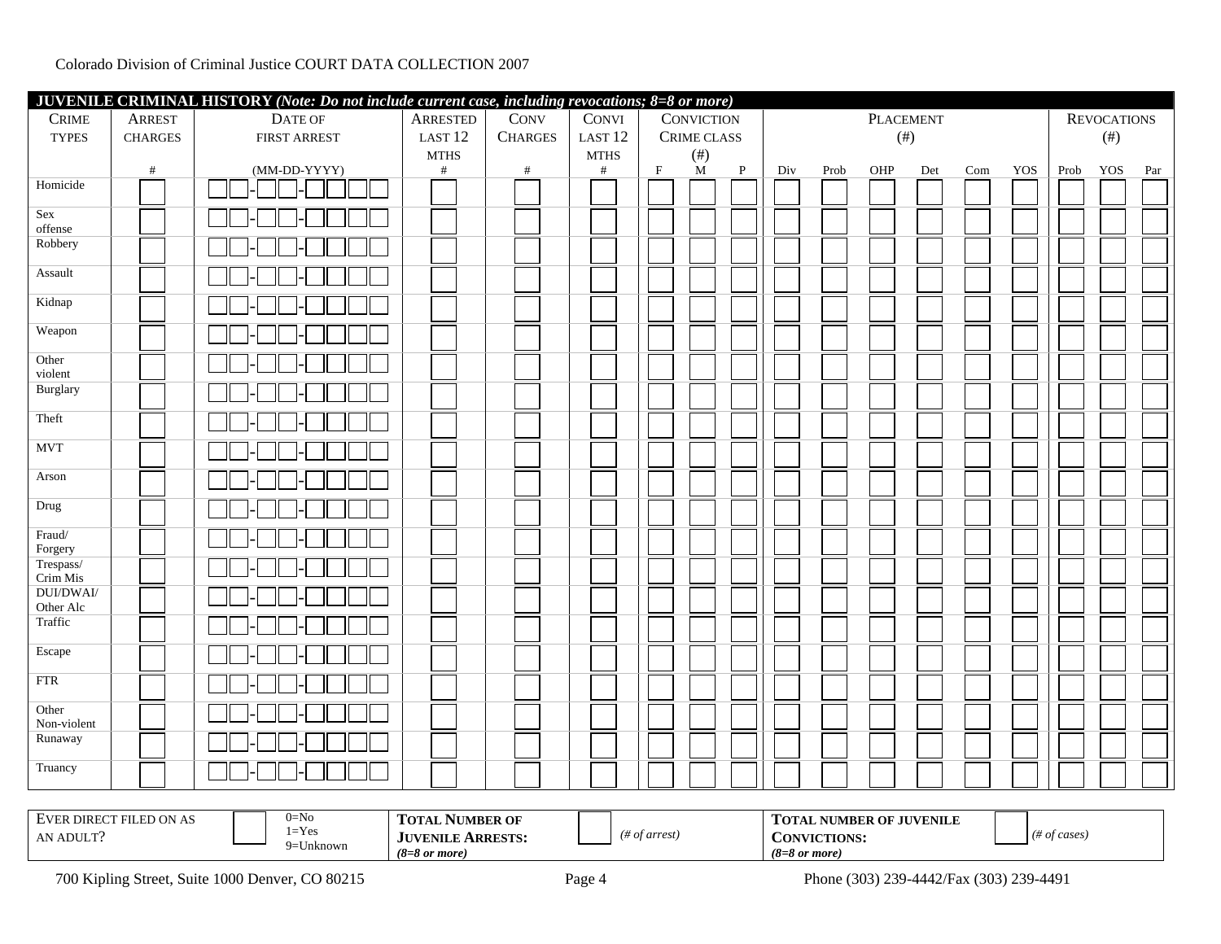Colorado Division of Criminal Justice COURT DATA COLLECTION 2007

| **JUVENILE CRIMINAL HISTORY** *(Note: Do not include current case, including revocations; 8=8 or more)* | | | | | | | | | | | | | | | | | | |
|---|---|---|---|---|---|---|---|---|---|---|---|---|---|---|---|---|---|---|
| CRIME TYPES | ARREST CHARGES | DATE OF FIRST ARREST | ARRESTED LAST 12 MTHS | CONV CHARGES | CONVI LAST 12 MTHS | CONVICTION CRIME CLASS (#) | | | PLACEMENT (#) | | | | | | REVOCATIONS (#) | | |
| | # | (MM-DD-YYYY) | # | # | # | F | M | P | Div | Prob | OHP | Det | Com | YOS | Prob | YOS | Par |
| Homicide | | __-__-____ | | | | | | | | | | | | | | | |
| Sex offense | | __-__-____ | | | | | | | | | | | | | | | |
| Robbery | | __-__-____ | | | | | | | | | | | | | | | |
| Assault | | __-__-____ | | | | | | | | | | | | | | | |
| Kidnap | | __-__-____ | | | | | | | | | | | | | | | |
| Weapon | | __-__-____ | | | | | | | | | | | | | | | |
| Other violent | | __-__-____ | | | | | | | | | | | | | | | |
| Burglary | | __-__-____ | | | | | | | | | | | | | | | |
| Theft | | __-__-____ | | | | | | | | | | | | | | | |
| MVT | | __-__-____ | | | | | | | | | | | | | | | |
| Arson | | __-__-____ | | | | | | | | | | | | | | | |
| Drug | | __-__-____ | | | | | | | | | | | | | | | |
| Fraud/ Forgery | | __-__-____ | | | | | | | | | | | | | | | |
| Trespass/ Crim Mis | | __-__-____ | | | | | | | | | | | | | | | |
| DUI/DWAI/ Other Alc | | __-__-____ | | | | | | | | | | | | | | | |
| Traffic | | __-__-____ | | | | | | | | | | | | | | | |
| Escape | | __-__-____ | | | | | | | | | | | | | | | |
| FTR | | __-__-____ | | | | | | | | | | | | | | | |
| Other Non-violent | | __-__-____ | | | | | | | | | | | | | | | |
| Runaway | | __-__-____ | | | | | | | | | | | | | | | |
| Truancy | | __-__-____ | | | | | | | | | | | | | | | |

| EVER DIRECT FILED AS AN ADULT? | | 0=No 1=Yes 9=Unknown | **TOTAL NUMBER OF JUVENILE ARRESTS:** *(8=8 or more)* | | *(# of arrest)* | **TOTAL NUMBER OF JUVENILE CONVICTIONS:** *(8=8 or more)* | | *(# of cases)* |
|---|---|---|---|---|---|---|---|---|

700 Kipling Street, Suite 1000 Denver, CO 80215

Phone (303) 239-4442/Fax (303) 239-4491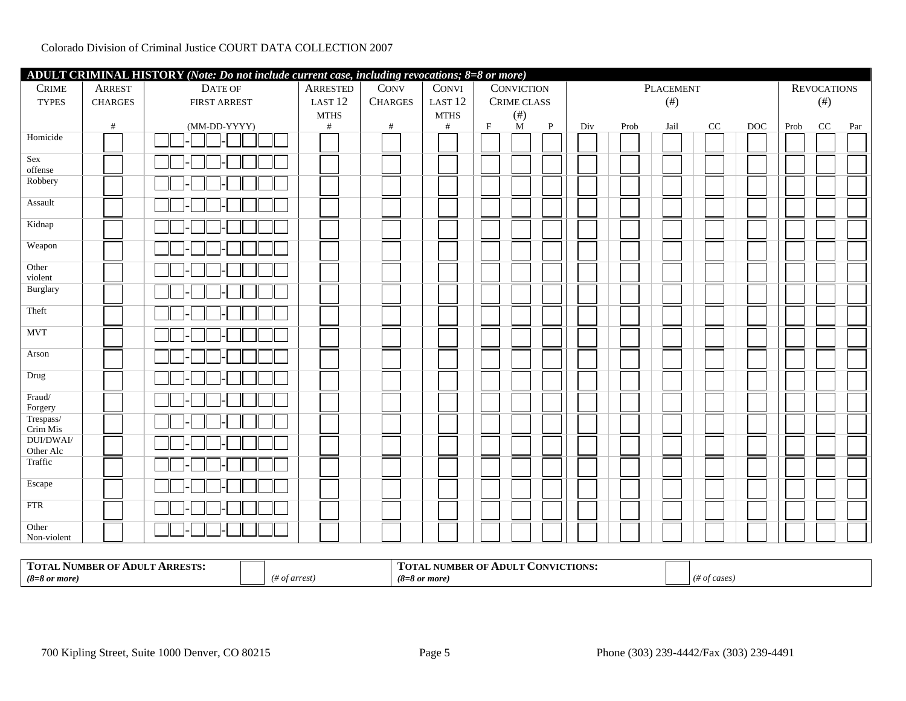Colorado Division of Criminal Justice COURT DATA COLLECTION 2007

**ADULT CRIMINAL HISTORY** *(Note: Do not include current case, including revocations; 8=8 or more)*

| CRIME TYPES | ARREST CHARGES | DATE OF FIRST ARREST | ARRESTED LAST 12 MTHS | CONV CHARGES | CONVI LAST 12 MTHS | CONVICTION CRIME CLASS (#) | | | PLACEMENT (#) | | | | | REVOCATIONS (#) | | |
|---|---|---|---|---|---|---|---|---|---|---|---|---|---|---|---|---|
| | # | (MM-DD-YYYY) | # | # | # | F | M | P | Div | Prob | Jail | CC | DOC | Prob | CC | Par |
| Homicide | | - - | | | | | | | | | | | | | | |
| Sex offense | | - - | | | | | | | | | | | | | | |
| Robbery | | - - | | | | | | | | | | | | | | |
| Assault | | - - | | | | | | | | | | | | | | |
| Kidnap | | - - | | | | | | | | | | | | | | |
| Weapon | | - - | | | | | | | | | | | | | | |
| Other violent | | - - | | | | | | | | | | | | | | |
| Burglary | | - - | | | | | | | | | | | | | | |
| Theft | | - - | | | | | | | | | | | | | | |
| MVT | | - - | | | | | | | | | | | | | | |
| Arson | | - - | | | | | | | | | | | | | | |
| Drug | | - - | | | | | | | | | | | | | | |
| Fraud/ Forgery | | - - | | | | | | | | | | | | | | |
| Trespass/ Crim Mis | | - - | | | | | | | | | | | | | | |
| DUI/DWAI/ Other Alc | | - - | | | | | | | | | | | | | | |
| Traffic | | - - | | | | | | | | | | | | | | |
| Escape | | - - | | | | | | | | | | | | | | |
| FTR | | - - | | | | | | | | | | | | | | |
| Other Non-violent | | - - | | | | | | | | | | | | | | |

| **TOTAL NUMBER OF ADULT ARRESTS:** *(8=8 or more)* | | *(# of arrest)* | **TOTAL NUMBER OF ADULT CONVICTIONS:** *(8=8 or more)* | | *(# of cases)* |
|---|---|---|---|---|---|

700 Kipling Street, Suite 1000 Denver, CO 80215 | Phone (303) 239-4442/Fax (303) 239-4491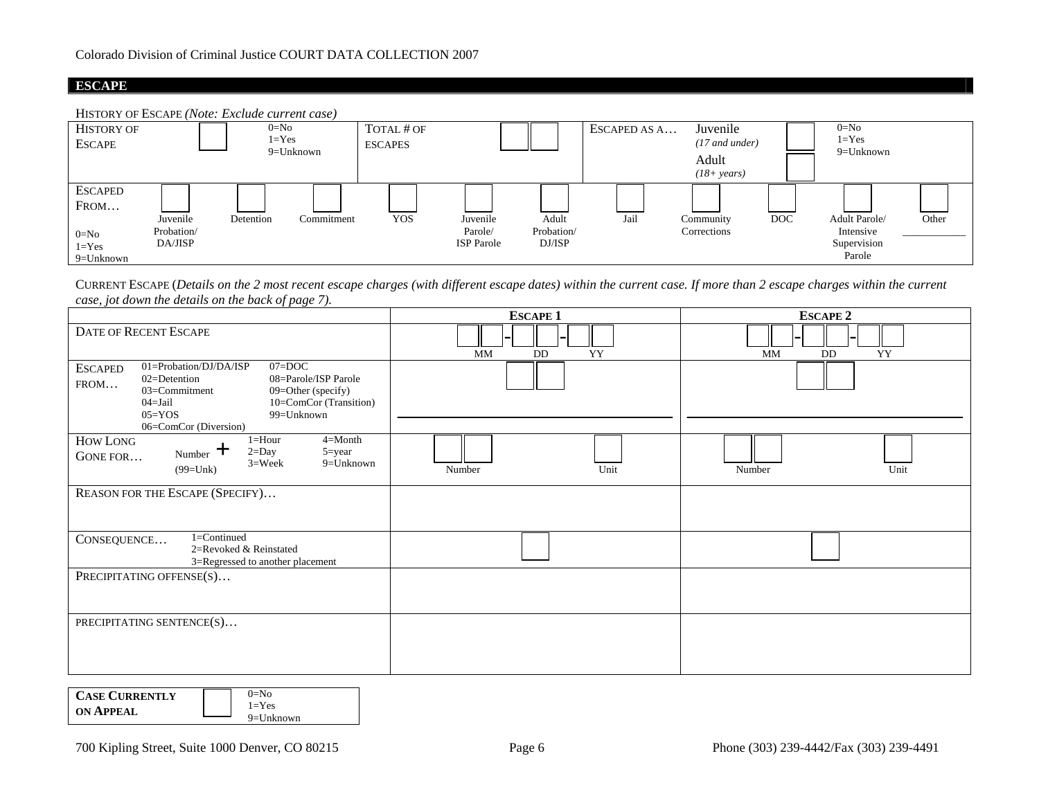Colorado Division of Criminal Justice COURT DATA COLLECTION 2007

## ESCAPE

HISTORY OF ESCAPE *(Note: Exclude current case)*

| HISTORY OF ESCAPE | ☐ | 0=No<br>1=Yes<br>9=Unknown | TOTAL # OF ESCAPES | ☐☐ | ESCAPED AS A… | Juvenile *(17 and under)* ☐<br>Adult *(18+ years)* ☐ | 0=No<br>1=Yes<br>9=Unknown |
|---|---|---|---|---|---|---|---|

| ESCAPED FROM…<br>0=No<br>1=Yes<br>9=Unknown | Juvenile Probation/ DA/JISP | Detention | Commitment | YOS | Juvenile Parole/ ISP Parole | Adult Probation/ DJ/ISP | Jail | Community Corrections | DOC | Adult Parole/ Intensive Supervision Parole | Other ________ |
|---|---|---|---|---|---|---|---|---|---|---|---|
| | ☐ | ☐ | ☐ | ☐ | ☐ | ☐ | ☐ | ☐ | ☐ | ☐ | ☐ |

CURRENT ESCAPE (*Details on the 2 most recent escape charges (with different escape dates) within the current case. If more than 2 escape charges within the current case, jot down the details on the back of page 7).*

| | ESCAPE 1 | ESCAPE 2 |
|---|---|---|
| DATE OF RECENT ESCAPE | ☐☐-☐☐-☐☐<br>MM DD YY | ☐☐-☐☐-☐☐<br>MM DD YY |
| ESCAPED FROM…<br>01=Probation/DJ/DA/ISP<br>02=Detention<br>03=Commitment<br>04=Jail<br>05=YOS<br>06=ComCor (Diversion)<br>07=DOC<br>08=Parole/ISP Parole<br>09=Other (specify)<br>10=ComCor (Transition)<br>99=Unknown | ☐☐<br>________________ | ☐☐<br>________________ |
| HOW LONG GONE FOR… Number + (99=Unk)<br>1=Hour 2=Day 3=Week 4=Month 5=year 9=Unknown | ☐☐ Number ☐ Unit | ☐☐ Number ☐ Unit |
| REASON FOR THE ESCAPE (SPECIFY)… | | |
| CONSEQUENCE…<br>1=Continued<br>2=Revoked & Reinstated<br>3=Regressed to another placement | ☐ | ☐ |
| PRECIPITATING OFFENSE(S)… | | |
| PRECIPITATING SENTENCE(S)… | | |

| **CASE CURRENTLY ON APPEAL** | ☐ | 0=No<br>1=Yes<br>9=Unknown |
|---|---|---|

700 Kipling Street, Suite 1000 Denver, CO 80215 Phone (303) 239-4442/Fax (303) 239-4491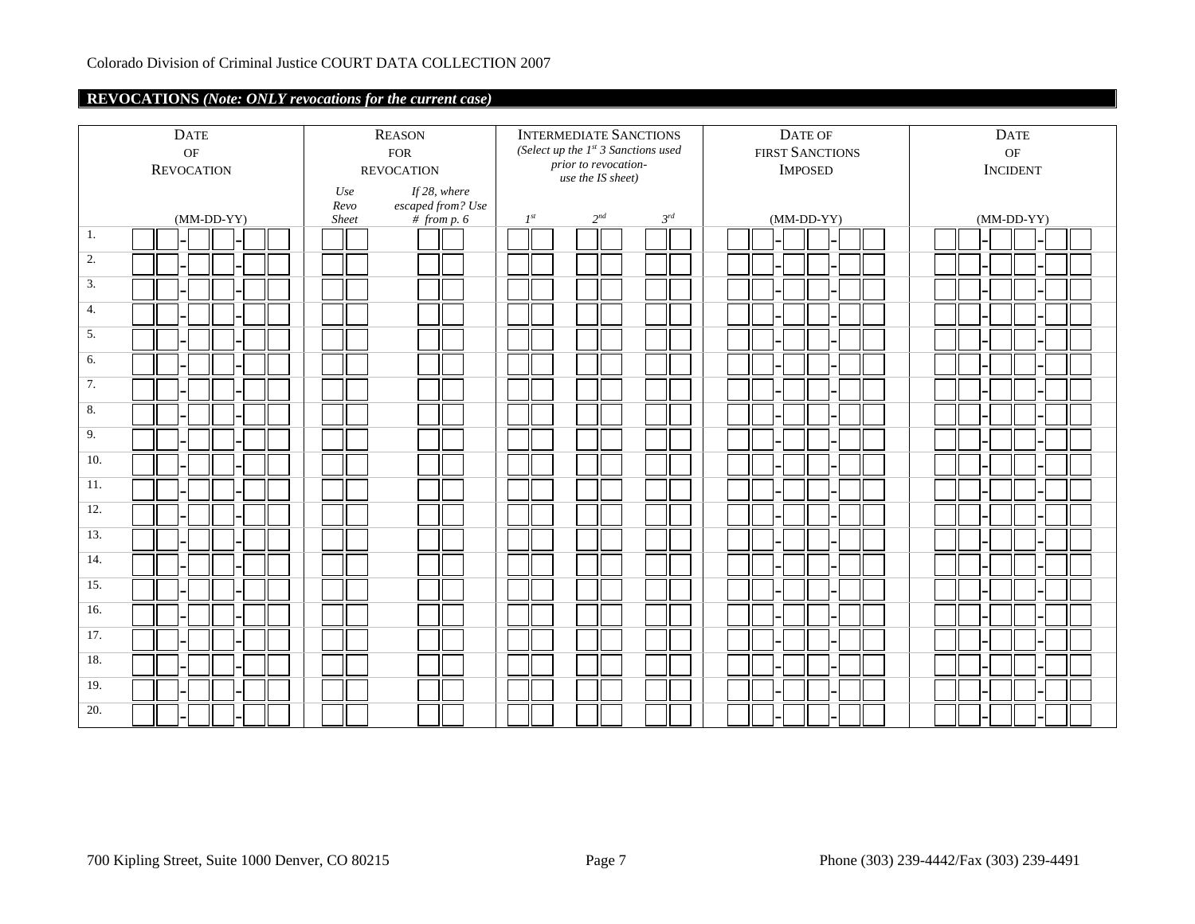Colorado Division of Criminal Justice COURT DATA COLLECTION 2007

## REVOCATIONS *(Note: ONLY revocations for the current case)*

| DATE OF REVOCATION | REASON FOR REVOCATION | | INTERMEDIATE SANCTIONS *(Select up the 1st 3 Sanctions used prior to revocation- use the IS sheet)* | | | DATE OF FIRST SANCTIONS IMPOSED | DATE OF INCIDENT |
|---|---|---|---|---|---|---|---|
| (MM-DD-YY) | *Use Revo Sheet* | *If 28, where escaped from? Use # from p. 6* | *1st* | *2nd* | *3rd* | (MM-DD-YY) | (MM-DD-YY) |
| 1. __ __ - __ __ - __ __ | | | | | | __ __ - __ __ - __ __ | __ __ - __ __ - __ __ |
| 2. __ __ - __ __ - __ __ | | | | | | __ __ - __ __ - __ __ | __ __ - __ __ - __ __ |
| 3. __ __ - __ __ - __ __ | | | | | | __ __ - __ __ - __ __ | __ __ - __ __ - __ __ |
| 4. __ __ - __ __ - __ __ | | | | | | __ __ - __ __ - __ __ | __ __ - __ __ - __ __ |
| 5. __ __ - __ __ - __ __ | | | | | | __ __ - __ __ - __ __ | __ __ - __ __ - __ __ |
| 6. __ __ - __ __ - __ __ | | | | | | __ __ - __ __ - __ __ | __ __ - __ __ - __ __ |
| 7. __ __ - __ __ - __ __ | | | | | | __ __ - __ __ - __ __ | __ __ - __ __ - __ __ |
| 8. __ __ - __ __ - __ __ | | | | | | __ __ - __ __ - __ __ | __ __ - __ __ - __ __ |
| 9. __ __ - __ __ - __ __ | | | | | | __ __ - __ __ - __ __ | __ __ - __ __ - __ __ |
| 10. __ __ - __ __ - __ __ | | | | | | __ __ - __ __ - __ __ | __ __ - __ __ - __ __ |
| 11. __ __ - __ __ - __ __ | | | | | | __ __ - __ __ - __ __ | __ __ - __ __ - __ __ |
| 12. __ __ - __ __ - __ __ | | | | | | __ __ - __ __ - __ __ | __ __ - __ __ - __ __ |
| 13. __ __ - __ __ - __ __ | | | | | | __ __ - __ __ - __ __ | __ __ - __ __ - __ __ |
| 14. __ __ - __ __ - __ __ | | | | | | __ __ - __ __ - __ __ | __ __ - __ __ - __ __ |
| 15. __ __ - __ __ - __ __ | | | | | | __ __ - __ __ - __ __ | __ __ - __ __ - __ __ |
| 16. __ __ - __ __ - __ __ | | | | | | __ __ - __ __ - __ __ | __ __ - __ __ - __ __ |
| 17. __ __ - __ __ - __ __ | | | | | | __ __ - __ __ - __ __ | __ __ - __ __ - __ __ |
| 18. __ __ - __ __ - __ __ | | | | | | __ __ - __ __ - __ __ | __ __ - __ __ - __ __ |
| 19. __ __ - __ __ - __ __ | | | | | | __ __ - __ __ - __ __ | __ __ - __ __ - __ __ |
| 20. __ __ - __ __ - __ __ | | | | | | __ __ - __ __ - __ __ | __ __ - __ __ - __ __ |

700 Kipling Street, Suite 1000 Denver, CO 80215 Phone (303) 239-4442/Fax (303) 239-4491